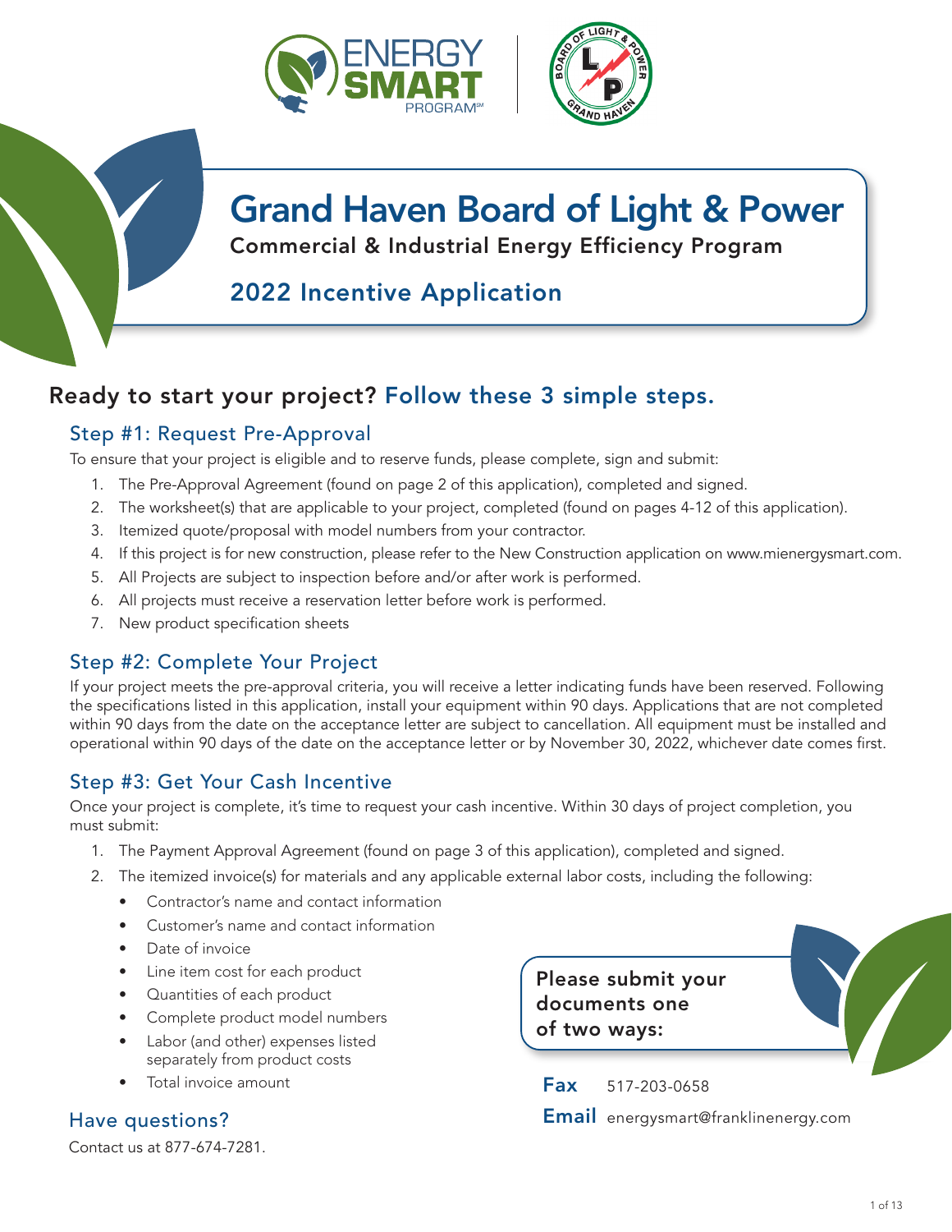# Grand Haven Board of Light & Power

**Commercial & Industrial Energy Efficiency Program**

## 2022 Incentive Application

## Ready to start your project? Follow these 3 simple steps.

### Step #1: Request Pre-Approval

To ensure that your project is eligible and to reserve funds, please complete, sign and submit:

1. The Pre-Approval Agreement (found on page 2 of this application), completed and signed.
2. The worksheet(s) that are applicable to your project, completed (found on pages 4-12 of this application).
3. Itemized quote/proposal with model numbers from your contractor.
4. If this project is for new construction, please refer to the New Construction application on www.mienergysmart.com.
5. All Projects are subject to inspection before and/or after work is performed.
6. All projects must receive a reservation letter before work is performed.
7. New product specification sheets

### Step #2: Complete Your Project

If your project meets the pre-approval criteria, you will receive a letter indicating funds have been reserved. Following the specifications listed in this application, install your equipment within 90 days. Applications that are not completed within 90 days from the date on the acceptance letter are subject to cancellation. All equipment must be installed and operational within 90 days of the date on the acceptance letter or by November 30, 2022, whichever date comes first.

### Step #3: Get Your Cash Incentive

Once your project is complete, it's time to request your cash incentive. Within 30 days of project completion, you must submit:

1. The Payment Approval Agreement (found on page 3 of this application), completed and signed.
2. The itemized invoice(s) for materials and any applicable external labor costs, including the following:
   - Contractor's name and contact information
   - Customer's name and contact information
   - Date of invoice
   - Line item cost for each product
   - Quantities of each product
   - Complete product model numbers
   - Labor (and other) expenses listed separately from product costs
   - Total invoice amount

**Please submit your documents one of two ways:**

**Fax** 517-203-0658

**Email** energysmart@franklinenergy.com

### Have questions?

Contact us at 877-674-7281.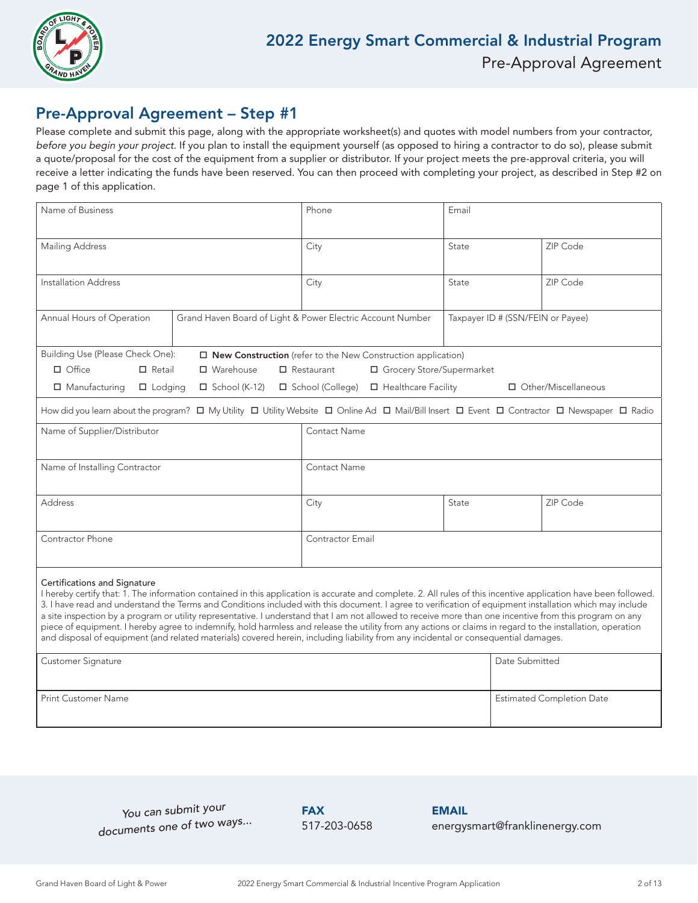# 2022 Energy Smart Commercial & Industrial Program

Pre-Approval Agreement

## Pre-Approval Agreement – Step #1

Please complete and submit this page, along with the appropriate worksheet(s) and quotes with model numbers from your contractor, *before you begin your project*. If you plan to install the equipment yourself (as opposed to hiring a contractor to do so), please submit a quote/proposal for the cost of the equipment from a supplier or distributor. If your project meets the pre-approval criteria, you will receive a letter indicating the funds have been reserved. You can then proceed with completing your project, as described in Step #2 on page 1 of this application.

| Name of Business | Phone | Email | |
|---|---|---|---|
| Mailing Address | City | State | ZIP Code |
| Installation Address | City | State | ZIP Code |

| Annual Hours of Operation | Grand Haven Board of Light & Power Electric Account Number | Taxpayer ID # (SSN/FEIN or Payee) |
|---|---|---|
| | | |

Building Use (Please Check One): ☐ **New Construction** (refer to the New Construction application)
☐ Office ☐ Retail ☐ Warehouse ☐ Restaurant ☐ Grocery Store/Supermarket
☐ Manufacturing ☐ Lodging ☐ School (K-12) ☐ School (College) ☐ Healthcare Facility ☐ Other/Miscellaneous

How did you learn about the program? ☐ My Utility ☐ Utility Website ☐ Online Ad ☐ Mail/Bill Insert ☐ Event ☐ Contractor ☐ Newspaper ☐ Radio

| Name of Supplier/Distributor | Contact Name | | |
|---|---|---|---|
| Name of Installing Contractor | Contact Name | | |
| Address | City | State | ZIP Code |
| Contractor Phone | Contractor Email | | |

**Certifications and Signature**

I hereby certify that: 1. The information contained in this application is accurate and complete. 2. All rules of this incentive application have been followed. 3. I have read and understand the Terms and Conditions included with this document. I agree to verification of equipment installation which may include a site inspection by a program or utility representative. I understand that I am not allowed to receive more than one incentive from this program on any piece of equipment. I hereby agree to indemnify, hold harmless and release the utility from any actions or claims in regard to the installation, operation and disposal of equipment (and related materials) covered herein, including liability from any incidental or consequential damages.

| Customer Signature | Date Submitted |
|---|---|
| Print Customer Name | Estimated Completion Date |

*You can submit your documents one of two ways...*

**FAX**
517-203-0658

**EMAIL**
energysmart@franklinenergy.com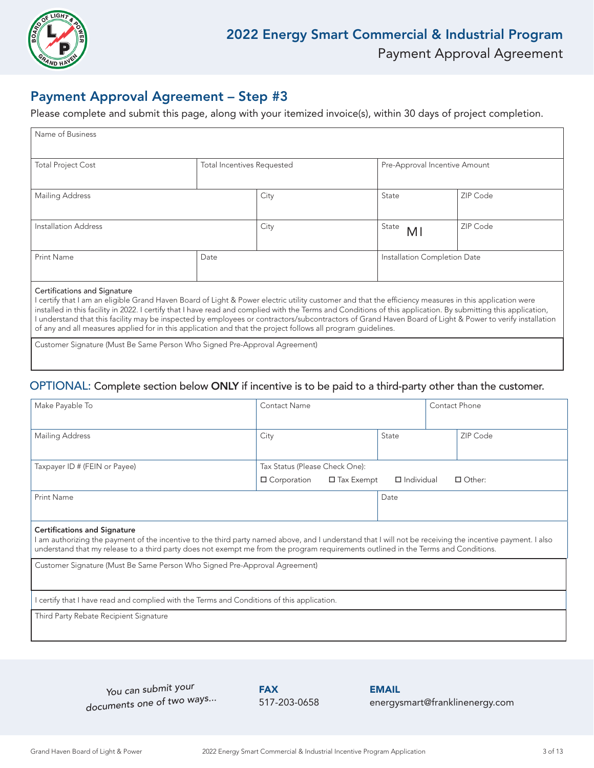## Payment Approval Agreement – Step #3

Please complete and submit this page, along with your itemized invoice(s), within 30 days of project completion.

| Name of Business | | | |
|---|---|---|---|
| Total Project Cost | Total Incentives Requested | Pre-Approval Incentive Amount | |
| Mailing Address | City | State | ZIP Code |
| Installation Address | City | State MI | ZIP Code |
| Print Name | Date | Installation Completion Date | |

**Certifications and Signature**

I certify that I am an eligible Grand Haven Board of Light & Power electric utility customer and that the efficiency measures in this application were installed in this facility in 2022. I certify that I have read and complied with the Terms and Conditions of this application. By submitting this application, I understand that this facility may be inspected by employees or contractors/subcontractors of Grand Haven Board of Light & Power to verify installation of any and all measures applied for in this application and that the project follows all program guidelines.

Customer Signature (Must Be Same Person Who Signed Pre-Approval Agreement)

## OPTIONAL: Complete section below **ONLY** if incentive is to be paid to a third-party other than the customer.

| Make Payable To | Contact Name | | Contact Phone |
|---|---|---|---|
| Mailing Address | City | State | ZIP Code |
| Taxpayer ID # (FEIN or Payee) | Tax Status (Please Check One): ☐ Corporation ☐ Tax Exempt ☐ Individual ☐ Other: | | |
| Print Name | | Date | |

**Certifications and Signature**

I am authorizing the payment of the incentive to the third party named above, and I understand that I will not be receiving the incentive payment. I also understand that my release to a third party does not exempt me from the program requirements outlined in the Terms and Conditions.

Customer Signature (Must Be Same Person Who Signed Pre-Approval Agreement)

I certify that I have read and complied with the Terms and Conditions of this application.

Third Party Rebate Recipient Signature

*You can submit your documents one of two ways...*

**FAX**
517-203-0658

**EMAIL**
energysmart@franklinenergy.com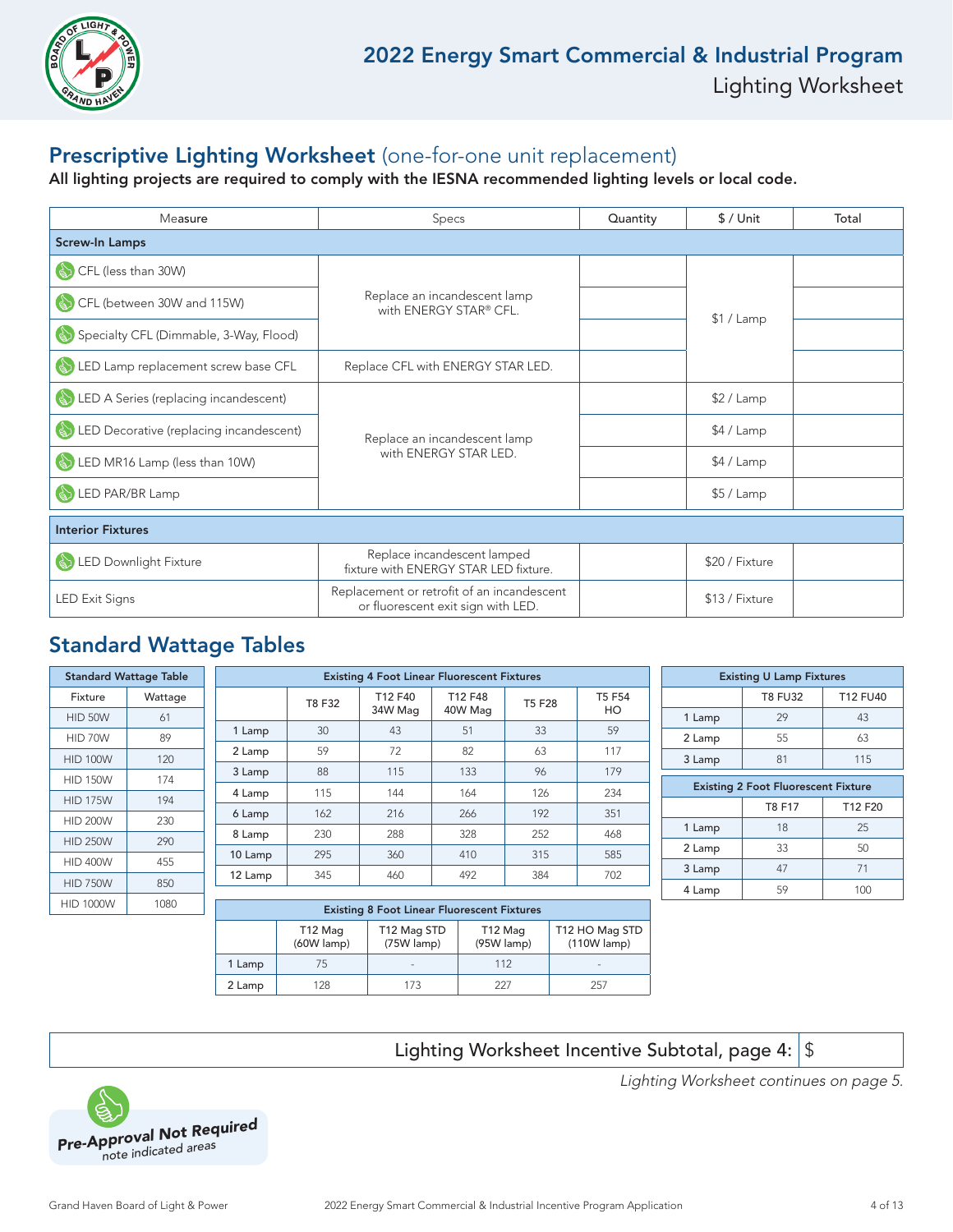# 2022 Energy Smart Commercial & Industrial Program

Lighting Worksheet

## Prescriptive Lighting Worksheet (one-for-one unit replacement)

**All lighting projects are required to comply with the IESNA recommended lighting levels or local code.**

| Measure | Specs | Quantity | $ / Unit | Total |
|---|---|---|---|---|
| **Screw-In Lamps** | | | | |
| CFL (less than 30W) | Replace an incandescent lamp with ENERGY STAR® CFL. | | $1 / Lamp | |
| CFL (between 30W and 115W) | | | | |
| Specialty CFL (Dimmable, 3-Way, Flood) | | | | |
| LED Lamp replacement screw base CFL | Replace CFL with ENERGY STAR LED. | | | |
| LED A Series (replacing incandescent) | Replace an incandescent lamp with ENERGY STAR LED. | | $2 / Lamp | |
| LED Decorative (replacing incandescent) | | | $4 / Lamp | |
| LED MR16 Lamp (less than 10W) | | | $4 / Lamp | |
| LED PAR/BR Lamp | | | $5 / Lamp | |
| **Interior Fixtures** | | | | |
| LED Downlight Fixture | Replace incandescent lamped fixture with ENERGY STAR LED fixture. | | $20 / Fixture | |
| LED Exit Signs | Replacement or retrofit of an incandescent or fluorescent exit sign with LED. | | $13 / Fixture | |

## Standard Wattage Tables

| Standard Wattage Table | |
|---|---|
| Fixture | Wattage |
| HID 50W | 61 |
| HID 70W | 89 |
| HID 100W | 120 |
| HID 150W | 174 |
| HID 175W | 194 |
| HID 200W | 230 |
| HID 250W | 290 |
| HID 400W | 455 |
| HID 750W | 850 |
| HID 1000W | 1080 |

| Existing 4 Foot Linear Fluorescent Fixtures | | | | | |
|---|---|---|---|---|---|
| | T8 F32 | T12 F40 34W Mag | T12 F48 40W Mag | T5 F28 | T5 F54 HO |
| 1 Lamp | 30 | 43 | 51 | 33 | 59 |
| 2 Lamp | 59 | 72 | 82 | 63 | 117 |
| 3 Lamp | 88 | 115 | 133 | 96 | 179 |
| 4 Lamp | 115 | 144 | 164 | 126 | 234 |
| 6 Lamp | 162 | 216 | 266 | 192 | 351 |
| 8 Lamp | 230 | 288 | 328 | 252 | 468 |
| 10 Lamp | 295 | 360 | 410 | 315 | 585 |
| 12 Lamp | 345 | 460 | 492 | 384 | 702 |

| Existing 8 Foot Linear Fluorescent Fixtures | | | | |
|---|---|---|---|---|
| | T12 Mag (60W lamp) | T12 Mag STD (75W lamp) | T12 Mag (95W lamp) | T12 HO Mag STD (110W lamp) |
| 1 Lamp | 75 | - | 112 | - |
| 2 Lamp | 128 | 173 | 227 | 257 |

| Existing U Lamp Fixtures | | |
|---|---|---|
| | T8 FU32 | T12 FU40 |
| 1 Lamp | 29 | 43 |
| 2 Lamp | 55 | 63 |
| 3 Lamp | 81 | 115 |

| Existing 2 Foot Fluorescent Fixture | | |
|---|---|---|
| | T8 F17 | T12 F20 |
| 1 Lamp | 18 | 25 |
| 2 Lamp | 33 | 50 |
| 3 Lamp | 47 | 71 |
| 4 Lamp | 59 | 100 |

Lighting Worksheet Incentive Subtotal, page 4: $

*Lighting Worksheet continues on page 5.*

**Pre-Approval Not Required**
note indicated areas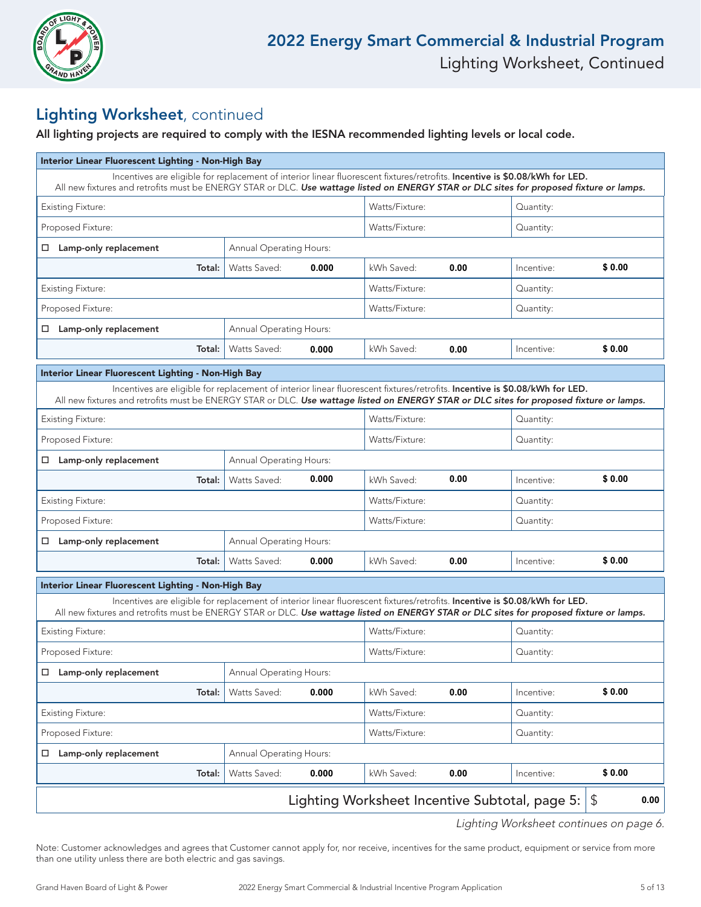## Lighting Worksheet, continued

**All lighting projects are required to comply with the IESNA recommended lighting levels or local code.**

| **Interior Linear Fluorescent Lighting - Non-High Bay** | | | | | |
|---|---|---|---|---|---|
| Incentives are eligible for replacement of interior linear fluorescent fixtures/retrofits. **Incentive is $0.08/kWh for LED.** All new fixtures and retrofits must be ENERGY STAR or DLC. ***Use wattage listed on ENERGY STAR or DLC sites for proposed fixture or lamps.*** | | | | | |
| Existing Fixture: | | Watts/Fixture: | | Quantity: | |
| Proposed Fixture: | | Watts/Fixture: | | Quantity: | |
| ☐ **Lamp-only replacement** | Annual Operating Hours: | | | | |
| **Total:** | Watts Saved: **0.000** | kWh Saved: | **0.00** | Incentive: | **$ 0.00** |
| Existing Fixture: | | Watts/Fixture: | | Quantity: | |
| Proposed Fixture: | | Watts/Fixture: | | Quantity: | |
| ☐ **Lamp-only replacement** | Annual Operating Hours: | | | | |
| **Total:** | Watts Saved: **0.000** | kWh Saved: | **0.00** | Incentive: | **$ 0.00** |

| **Interior Linear Fluorescent Lighting - Non-High Bay** | | | | | |
|---|---|---|---|---|---|
| Incentives are eligible for replacement of interior linear fluorescent fixtures/retrofits. **Incentive is $0.08/kWh for LED.** All new fixtures and retrofits must be ENERGY STAR or DLC. ***Use wattage listed on ENERGY STAR or DLC sites for proposed fixture or lamps.*** | | | | | |
| Existing Fixture: | | Watts/Fixture: | | Quantity: | |
| Proposed Fixture: | | Watts/Fixture: | | Quantity: | |
| ☐ **Lamp-only replacement** | Annual Operating Hours: | | | | |
| **Total:** | Watts Saved: **0.000** | kWh Saved: | **0.00** | Incentive: | **$ 0.00** |
| Existing Fixture: | | Watts/Fixture: | | Quantity: | |
| Proposed Fixture: | | Watts/Fixture: | | Quantity: | |
| ☐ **Lamp-only replacement** | Annual Operating Hours: | | | | |
| **Total:** | Watts Saved: **0.000** | kWh Saved: | **0.00** | Incentive: | **$ 0.00** |

| **Interior Linear Fluorescent Lighting - Non-High Bay** | | | | | |
|---|---|---|---|---|---|
| Incentives are eligible for replacement of interior linear fluorescent fixtures/retrofits. **Incentive is $0.08/kWh for LED.** All new fixtures and retrofits must be ENERGY STAR or DLC. ***Use wattage listed on ENERGY STAR or DLC sites for proposed fixture or lamps.*** | | | | | |
| Existing Fixture: | | Watts/Fixture: | | Quantity: | |
| Proposed Fixture: | | Watts/Fixture: | | Quantity: | |
| ☐ **Lamp-only replacement** | Annual Operating Hours: | | | | |
| **Total:** | Watts Saved: **0.000** | kWh Saved: | **0.00** | Incentive: | **$ 0.00** |
| Existing Fixture: | | Watts/Fixture: | | Quantity: | |
| Proposed Fixture: | | Watts/Fixture: | | Quantity: | |
| ☐ **Lamp-only replacement** | Annual Operating Hours: | | | | |
| **Total:** | Watts Saved: **0.000** | kWh Saved: | **0.00** | Incentive: | **$ 0.00** |

| Lighting Worksheet Incentive Subtotal, page 5: | $ **0.00** |
|---|---|

*Lighting Worksheet continues on page 6.*

Note: Customer acknowledges and agrees that Customer cannot apply for, nor receive, incentives for the same product, equipment or service from more than one utility unless there are both electric and gas savings.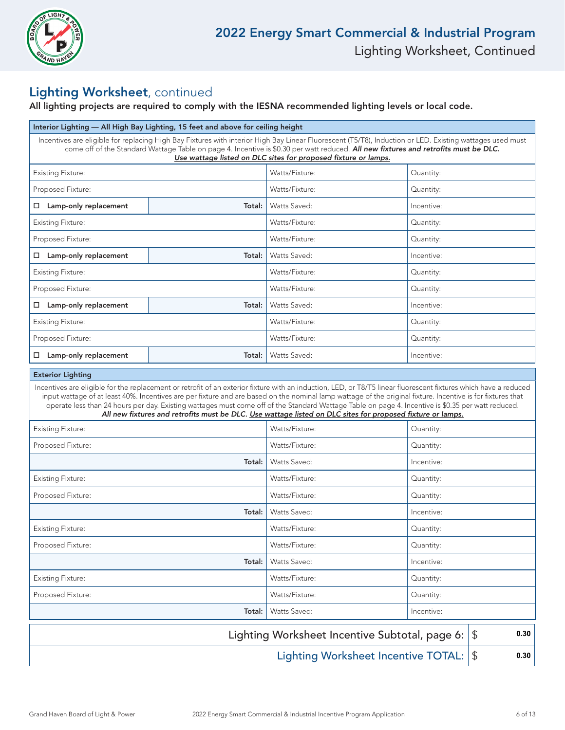## Lighting Worksheet, continued

**All lighting projects are required to comply with the IESNA recommended lighting levels or local code.**

| Interior Lighting — All High Bay Lighting, 15 feet and above for ceiling height | | | |
|---|---|---|---|
| Incentives are eligible for replacing High Bay Fixtures with interior High Bay Linear Fluorescent (T5/T8), Induction or LED. Existing wattages used must come off of the Standard Wattage Table on page 4. Incentive is $0.30 per watt reduced. ***All new fixtures and retrofits must be DLC.*** ***Use wattage listed on DLC sites for proposed fixture or lamps.*** | | | |
| Existing Fixture: | | Watts/Fixture: | Quantity: |
| Proposed Fixture: | | Watts/Fixture: | Quantity: |
| ☐ **Lamp-only replacement** | **Total:** | Watts Saved: | Incentive: |
| Existing Fixture: | | Watts/Fixture: | Quantity: |
| Proposed Fixture: | | Watts/Fixture: | Quantity: |
| ☐ **Lamp-only replacement** | **Total:** | Watts Saved: | Incentive: |
| Existing Fixture: | | Watts/Fixture: | Quantity: |
| Proposed Fixture: | | Watts/Fixture: | Quantity: |
| ☐ **Lamp-only replacement** | **Total:** | Watts Saved: | Incentive: |
| Existing Fixture: | | Watts/Fixture: | Quantity: |
| Proposed Fixture: | | Watts/Fixture: | Quantity: |
| ☐ **Lamp-only replacement** | **Total:** | Watts Saved: | Incentive: |

| Exterior Lighting | | |
|---|---|---|
| Incentives are eligible for the replacement or retrofit of an exterior fixture with an induction, LED, or T8/T5 linear fluorescent fixtures which have a reduced input wattage of at least 40%. Incentives are per fixture and are based on the nominal lamp wattage of the original fixture. Incentive is for fixtures that operate less than 24 hours per day. Existing wattages must come off of the Standard Wattage Table on page 4. Incentive is $0.35 per watt reduced. ***All new fixtures and retrofits must be DLC. Use wattage listed on DLC sites for proposed fixture or lamps.*** | | |
| Existing Fixture: | Watts/Fixture: | Quantity: |
| Proposed Fixture: | Watts/Fixture: | Quantity: |
| **Total:** | Watts Saved: | Incentive: |
| Existing Fixture: | Watts/Fixture: | Quantity: |
| Proposed Fixture: | Watts/Fixture: | Quantity: |
| **Total:** | Watts Saved: | Incentive: |
| Existing Fixture: | Watts/Fixture: | Quantity: |
| Proposed Fixture: | Watts/Fixture: | Quantity: |
| **Total:** | Watts Saved: | Incentive: |
| Existing Fixture: | Watts/Fixture: | Quantity: |
| Proposed Fixture: | Watts/Fixture: | Quantity: |
| **Total:** | Watts Saved: | Incentive: |

| | |
|---|---|
| Lighting Worksheet Incentive Subtotal, page 6: | $ 0.30 |
| Lighting Worksheet Incentive TOTAL: | $ 0.30 |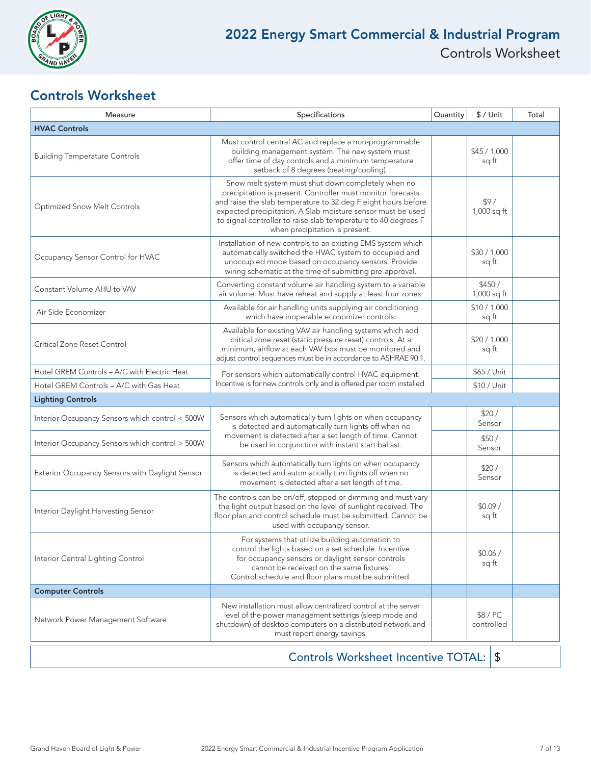# 2022 Energy Smart Commercial & Industrial Program

Controls Worksheet

## Controls Worksheet

| Measure | Specifications | Quantity | $ / Unit | Total |
|---|---|---|---|---|
| **HVAC Controls** | | | | |
| Building Temperature Controls | Must control central AC and replace a non-programmable building management system. The new system must offer time of day controls and a minimum temperature setback of 8 degrees (heating/cooling). | | $45 / 1,000 sq ft | |
| Optimized Snow Melt Controls | Snow melt system must shut down completely when no precipitation is present. Controller must monitor forecasts and raise the slab temperature to 32 deg F eight hours before expected precipitation. A Slab moisture sensor must be used to signal controller to raise slab temperature to 40 degrees F when precipitation is present. | | $9 / 1,000 sq ft | |
| Occupancy Sensor Control for HVAC | Installation of new controls to an existing EMS system which automatically switched the HVAC system to occupied and unoccupied mode based on occupancy sensors. Provide wiring schematic at the time of submitting pre-approval. | | $30 / 1,000 sq ft | |
| Constant Volume AHU to VAV | Converting constant volume air handling system to a variable air volume. Must have reheat and supply at least four zones. | | $450 / 1,000 sq ft | |
| Air Side Economizer | Available for air handling units supplying air conditioning which have inoperable economizer controls. | | $10 / 1,000 sq ft | |
| Critical Zone Reset Control | Available for existing VAV air handling systems which add critical zone reset (static pressure reset) controls. At a minimum, airflow at each VAV box must be monitored and adjust control sequences must be in accordance to ASHRAE 90.1. | | $20 / 1,000 sq ft | |
| Hotel GREM Controls – A/C with Electric Heat | For sensors which automatically control HVAC equipment. Incentive is for new controls only and is offered per room installed. | | $65 / Unit | |
| Hotel GREM Controls – A/C with Gas Heat | | | $10 / Unit | |
| **Lighting Controls** | | | | |
| Interior Occupancy Sensors which control ≤ 500W | Sensors which automatically turn lights on when occupancy is detected and automatically turn lights off when no movement is detected after a set length of time. Cannot be used in conjunction with instant start ballast. | | $20 / Sensor | |
| Interior Occupancy Sensors which control > 500W | | | $50 / Sensor | |
| Exterior Occupancy Sensors with Daylight Sensor | Sensors which automatically turn lights on when occupancy is detected and automatically turn lights off when no movement is detected after a set length of time. | | $20 / Sensor | |
| Interior Daylight Harvesting Sensor | The controls can be on/off, stepped or dimming and must vary the light output based on the level of sunlight received. The floor plan and control schedule must be submitted. Cannot be used with occupancy sensor. | | $0.09 / sq ft | |
| Interior Central Lighting Control | For systems that utilize building automation to control the lights based on a set schedule. Incentive for occupancy sensors or daylight sensor controls cannot be received on the same fixtures. Control schedule and floor plans must be submitted. | | $0.06 / sq ft | |
| **Computer Controls** | | | | |
| Network Power Management Software | New installation must allow centralized control at the server level of the power management settings (sleep mode and shutdown) of desktop computers on a distributed network and must report energy savings. | | $8 / PC controlled | |

**Controls Worksheet Incentive TOTAL:** $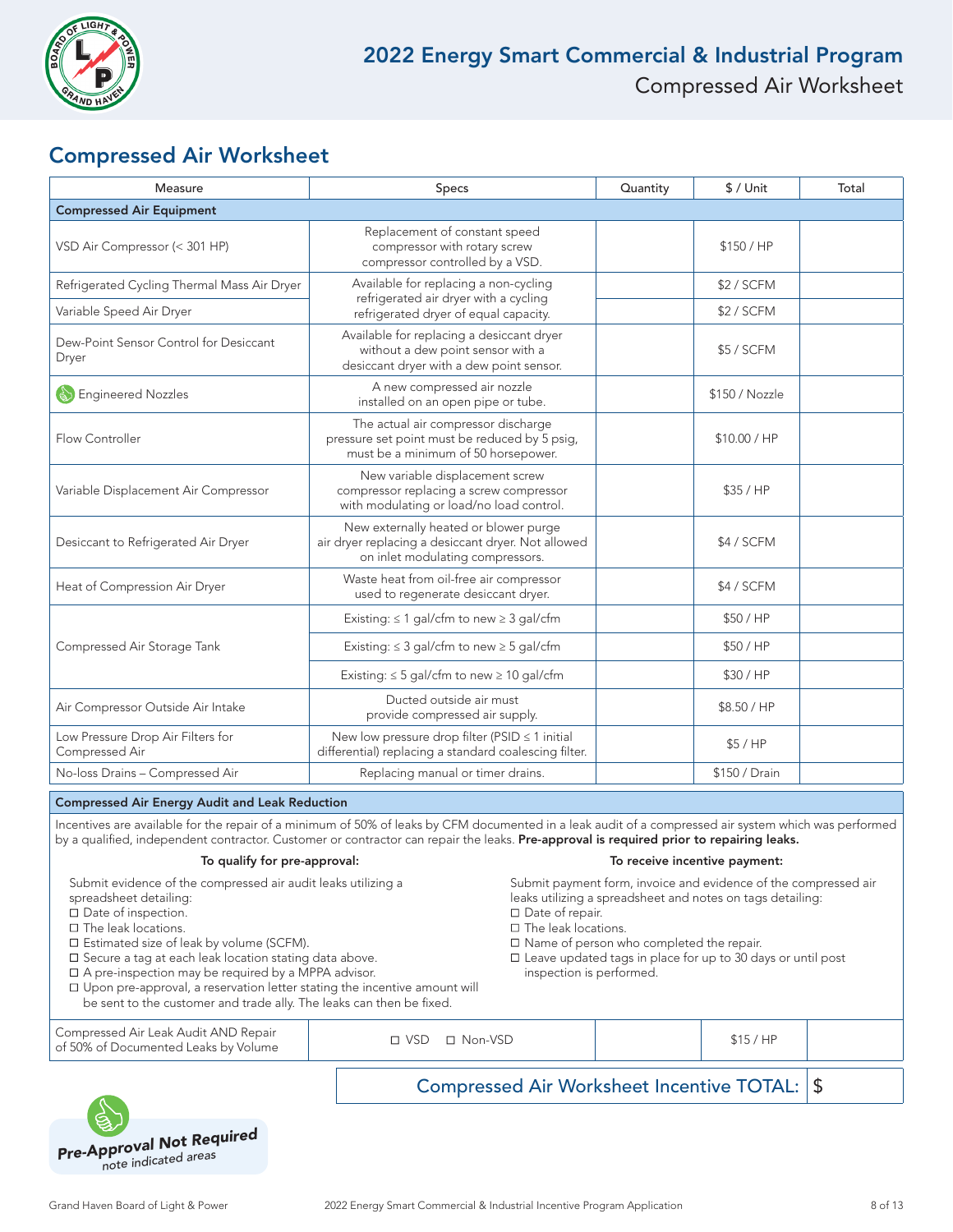# 2022 Energy Smart Commercial & Industrial Program

Compressed Air Worksheet

## Compressed Air Worksheet

| Measure | Specs | Quantity | $ / Unit | Total |
|---|---|---|---|---|
| **Compressed Air Equipment** | | | | |
| VSD Air Compressor (< 301 HP) | Replacement of constant speed compressor with rotary screw compressor controlled by a VSD. | | $150 / HP | |
| Refrigerated Cycling Thermal Mass Air Dryer | Available for replacing a non-cycling refrigerated air dryer with a cycling refrigerated dryer of equal capacity. | | $2 / SCFM | |
| Variable Speed Air Dryer | | | $2 / SCFM | |
| Dew-Point Sensor Control for Desiccant Dryer | Available for replacing a desiccant dryer without a dew point sensor with a desiccant dryer with a dew point sensor. | | $5 / SCFM | |
| Engineered Nozzles | A new compressed air nozzle installed on an open pipe or tube. | | $150 / Nozzle | |
| Flow Controller | The actual air compressor discharge pressure set point must be reduced by 5 psig, must be a minimum of 50 horsepower. | | $10.00 / HP | |
| Variable Displacement Air Compressor | New variable displacement screw compressor replacing a screw compressor with modulating or load/no load control. | | $35 / HP | |
| Desiccant to Refrigerated Air Dryer | New externally heated or blower purge air dryer replacing a desiccant dryer. Not allowed on inlet modulating compressors. | | $4 / SCFM | |
| Heat of Compression Air Dryer | Waste heat from oil-free air compressor used to regenerate desiccant dryer. | | $4 / SCFM | |
| Compressed Air Storage Tank | Existing: ≤ 1 gal/cfm to new ≥ 3 gal/cfm | | $50 / HP | |
| | Existing: ≤ 3 gal/cfm to new ≥ 5 gal/cfm | | $50 / HP | |
| | Existing: ≤ 5 gal/cfm to new ≥ 10 gal/cfm | | $30 / HP | |
| Air Compressor Outside Air Intake | Ducted outside air must provide compressed air supply. | | $8.50 / HP | |
| Low Pressure Drop Air Filters for Compressed Air | New low pressure drop filter (PSID ≤ 1 initial differential) replacing a standard coalescing filter. | | $5 / HP | |
| No-loss Drains – Compressed Air | Replacing manual or timer drains. | | $150 / Drain | |

### Compressed Air Energy Audit and Leak Reduction

Incentives are available for the repair of a minimum of 50% of leaks by CFM documented in a leak audit of a compressed air system which was performed by a qualified, independent contractor. Customer or contractor can repair the leaks. **Pre-approval is required prior to repairing leaks.**

**To qualify for pre-approval:**

Submit evidence of the compressed air audit leaks utilizing a spreadsheet detailing:

- ☐ Date of inspection.
- ☐ The leak locations.
- ☐ Estimated size of leak by volume (SCFM).
- ☐ Secure a tag at each leak location stating data above.
- ☐ A pre-inspection may be required by a MPPA advisor.
- ☐ Upon pre-approval, a reservation letter stating the incentive amount will be sent to the customer and trade ally. The leaks can then be fixed.

**To receive incentive payment:**

Submit payment form, invoice and evidence of the compressed air leaks utilizing a spreadsheet and notes on tags detailing:

- ☐ Date of repair.
- ☐ The leak locations.
- ☐ Name of person who completed the repair.
- ☐ Leave updated tags in place for up to 30 days or until post inspection is performed.

| Measure | Specs | Quantity | $ / Unit | Total |
|---|---|---|---|---|
| Compressed Air Leak Audit AND Repair of 50% of Documented Leaks by Volume | ☐ VSD ☐ Non-VSD | | $15 / HP | |

**Compressed Air Worksheet Incentive TOTAL:** $

*Pre-Approval Not Required* — note indicated areas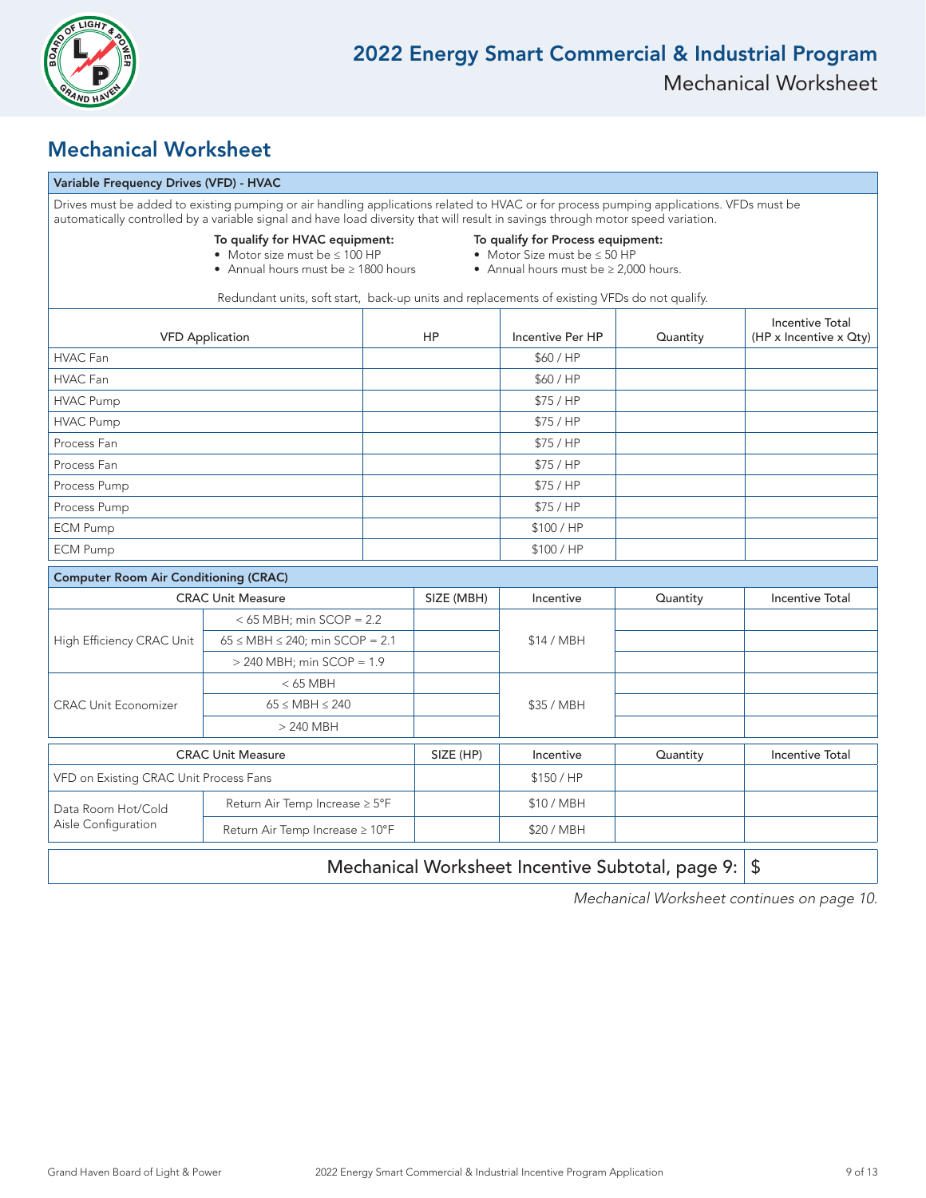## Mechanical Worksheet

### Variable Frequency Drives (VFD) - HVAC

Drives must be added to existing pumping or air handling applications related to HVAC or for process pumping applications. VFDs must be automatically controlled by a variable signal and have load diversity that will result in savings through motor speed variation.

**To qualify for HVAC equipment:**
- Motor size must be ≤ 100 HP
- Annual hours must be ≥ 1800 hours

**To qualify for Process equipment:**
- Motor Size must be ≤ 50 HP
- Annual hours must be ≥ 2,000 hours.

Redundant units, soft start, back-up units and replacements of existing VFDs do not qualify.

| VFD Application | HP | Incentive Per HP | Quantity | Incentive Total (HP x Incentive x Qty) |
|---|---|---|---|---|
| HVAC Fan | | $60 / HP | | |
| HVAC Fan | | $60 / HP | | |
| HVAC Pump | | $75 / HP | | |
| HVAC Pump | | $75 / HP | | |
| Process Fan | | $75 / HP | | |
| Process Fan | | $75 / HP | | |
| Process Pump | | $75 / HP | | |
| Process Pump | | $75 / HP | | |
| ECM Pump | | $100 / HP | | |
| ECM Pump | | $100 / HP | | |

### Computer Room Air Conditioning (CRAC)

| CRAC Unit Measure | | SIZE (MBH) | Incentive | Quantity | Incentive Total |
|---|---|---|---|---|---|
| High Efficiency CRAC Unit | < 65 MBH; min SCOP = 2.2 | | $14 / MBH | | |
| | 65 ≤ MBH ≤ 240; min SCOP = 2.1 | | | | |
| | > 240 MBH; min SCOP = 1.9 | | | | |
| CRAC Unit Economizer | < 65 MBH | | $35 / MBH | | |
| | 65 ≤ MBH ≤ 240 | | | | |
| | > 240 MBH | | | | |

| CRAC Unit Measure | | SIZE (HP) | Incentive | Quantity | Incentive Total |
|---|---|---|---|---|---|
| VFD on Existing CRAC Unit Process Fans | | | $150 / HP | | |
| Data Room Hot/Cold Aisle Configuration | Return Air Temp Increase ≥ 5°F | | $10 / MBH | | |
| | Return Air Temp Increase ≥ 10°F | | $20 / MBH | | |

| Mechanical Worksheet Incentive Subtotal, page 9: | $ |
|---|---|

*Mechanical Worksheet continues on page 10.*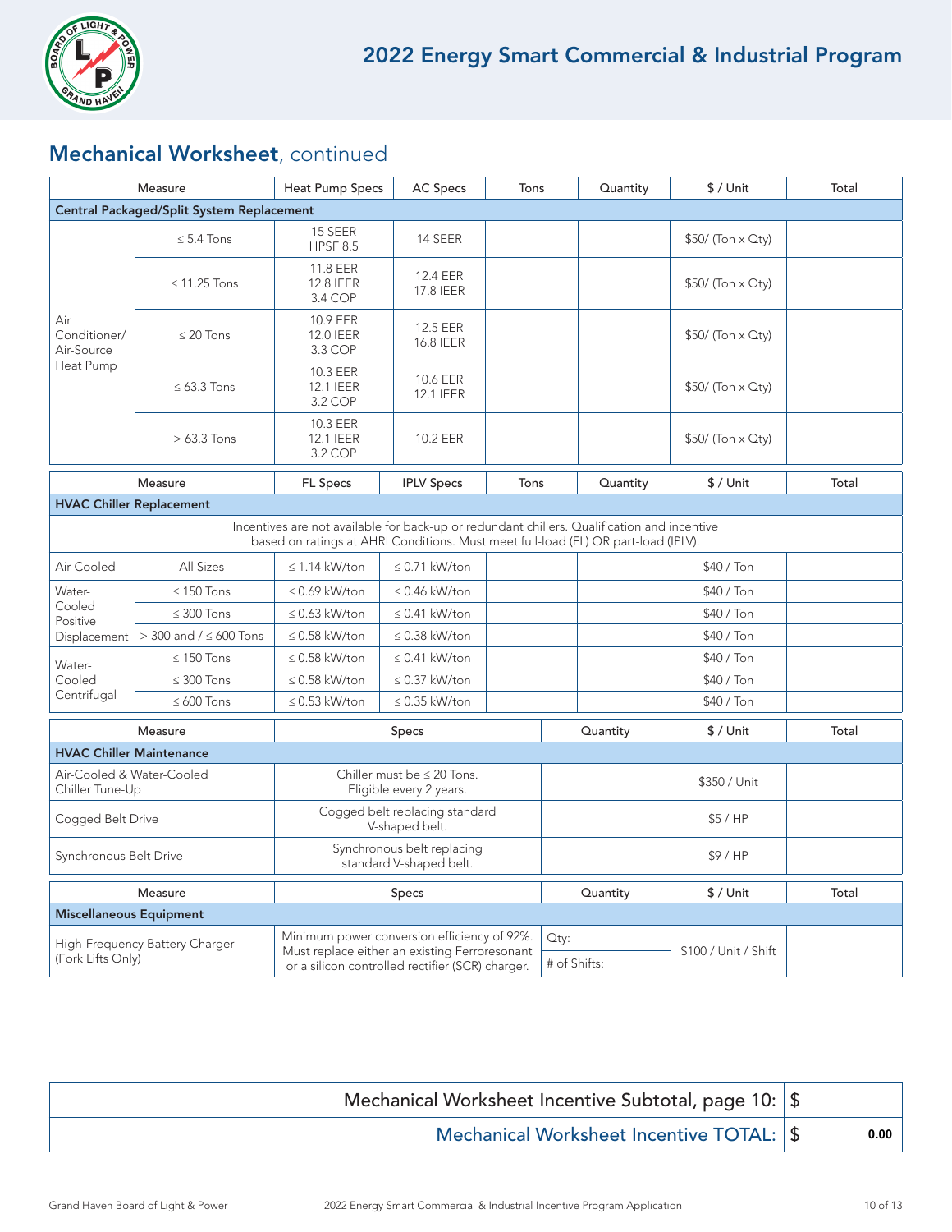## Mechanical Worksheet, continued

| Measure | | Heat Pump Specs | AC Specs | Tons | Quantity | $ / Unit | Total |
|---|---|---|---|---|---|---|---|
| **Central Packaged/Split System Replacement** | | | | | | | |
| Air Conditioner/ Air-Source Heat Pump | ≤ 5.4 Tons | 15 SEER HPSF 8.5 | 14 SEER | | | $50/ (Ton x Qty) | |
| | ≤ 11.25 Tons | 11.8 EER 12.8 IEER 3.4 COP | 12.4 EER 17.8 IEER | | | $50/ (Ton x Qty) | |
| | ≤ 20 Tons | 10.9 EER 12.0 IEER 3.3 COP | 12.5 EER 16.8 IEER | | | $50/ (Ton x Qty) | |
| | ≤ 63.3 Tons | 10.3 EER 12.1 IEER 3.2 COP | 10.6 EER 12.1 IEER | | | $50/ (Ton x Qty) | |
| | > 63.3 Tons | 10.3 EER 12.1 IEER 3.2 COP | 10.2 EER | | | $50/ (Ton x Qty) | |

| Measure | | FL Specs | IPLV Specs | Tons | Quantity | $ / Unit | Total |
|---|---|---|---|---|---|---|---|
| **HVAC Chiller Replacement** | | | | | | | |
| Incentives are not available for back-up or redundant chillers. Qualification and incentive based on ratings at AHRI Conditions. Must meet full-load (FL) OR part-load (IPLV). | | | | | | | |
| Air-Cooled | All Sizes | ≤ 1.14 kW/ton | ≤ 0.71 kW/ton | | | $40 / Ton | |
| Water-Cooled Positive Displacement | ≤ 150 Tons | ≤ 0.69 kW/ton | ≤ 0.46 kW/ton | | | $40 / Ton | |
| | ≤ 300 Tons | ≤ 0.63 kW/ton | ≤ 0.41 kW/ton | | | $40 / Ton | |
| | > 300 and / ≤ 600 Tons | ≤ 0.58 kW/ton | ≤ 0.38 kW/ton | | | $40 / Ton | |
| Water-Cooled Centrifugal | ≤ 150 Tons | ≤ 0.58 kW/ton | ≤ 0.41 kW/ton | | | $40 / Ton | |
| | ≤ 300 Tons | ≤ 0.58 kW/ton | ≤ 0.37 kW/ton | | | $40 / Ton | |
| | ≤ 600 Tons | ≤ 0.53 kW/ton | ≤ 0.35 kW/ton | | | $40 / Ton | |

| Measure | Specs | Quantity | $ / Unit | Total |
|---|---|---|---|---|
| **HVAC Chiller Maintenance** | | | | |
| Air-Cooled & Water-Cooled Chiller Tune-Up | Chiller must be ≤ 20 Tons. Eligible every 2 years. | | $350 / Unit | |
| Cogged Belt Drive | Cogged belt replacing standard V-shaped belt. | | $5 / HP | |
| Synchronous Belt Drive | Synchronous belt replacing standard V-shaped belt. | | $9 / HP | |

| Measure | Specs | Quantity | $ / Unit | Total |
|---|---|---|---|---|
| **Miscellaneous Equipment** | | | | |
| High-Frequency Battery Charger (Fork Lifts Only) | Minimum power conversion efficiency of 92%. Must replace either an existing Ferroresonant or a silicon controlled rectifier (SCR) charger. | Qty: <br> # of Shifts: | $100 / Unit / Shift | |

| | |
|---|---|
| Mechanical Worksheet Incentive Subtotal, page 10: | $ |
| Mechanical Worksheet Incentive TOTAL: | $ 0.00 |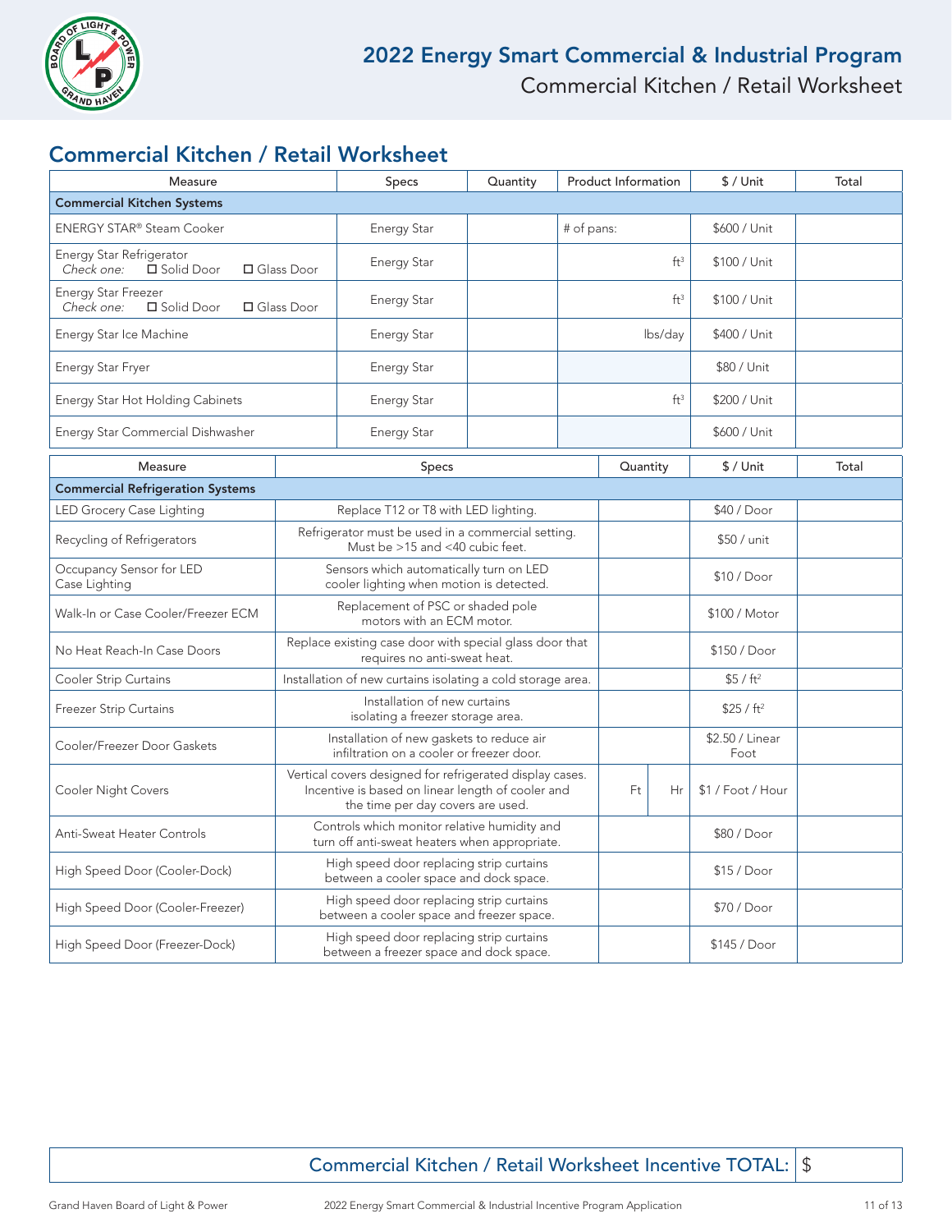# 2022 Energy Smart Commercial & Industrial Program

Commercial Kitchen / Retail Worksheet

## Commercial Kitchen / Retail Worksheet

| Measure | Specs | Quantity | Product Information | $ / Unit | Total |
|---|---|---|---|---|---|
| **Commercial Kitchen Systems** | | | | | |
| ENERGY STAR® Steam Cooker | Energy Star | | # of pans: | $600 / Unit | |
| Energy Star Refrigerator *Check one:* ☐ Solid Door ☐ Glass Door | Energy Star | | ft³ | $100 / Unit | |
| Energy Star Freezer *Check one:* ☐ Solid Door ☐ Glass Door | Energy Star | | ft³ | $100 / Unit | |
| Energy Star Ice Machine | Energy Star | | lbs/day | $400 / Unit | |
| Energy Star Fryer | Energy Star | | | $80 / Unit | |
| Energy Star Hot Holding Cabinets | Energy Star | | ft³ | $200 / Unit | |
| Energy Star Commercial Dishwasher | Energy Star | | | $600 / Unit | |

| Measure | Specs | Quantity | $ / Unit | Total |
|---|---|---|---|---|
| **Commercial Refrigeration Systems** | | | | |
| LED Grocery Case Lighting | Replace T12 or T8 with LED lighting. | | $40 / Door | |
| Recycling of Refrigerators | Refrigerator must be used in a commercial setting. Must be >15 and <40 cubic feet. | | $50 / unit | |
| Occupancy Sensor for LED Case Lighting | Sensors which automatically turn on LED cooler lighting when motion is detected. | | $10 / Door | |
| Walk-In or Case Cooler/Freezer ECM | Replacement of PSC or shaded pole motors with an ECM motor. | | $100 / Motor | |
| No Heat Reach-In Case Doors | Replace existing case door with special glass door that requires no anti-sweat heat. | | $150 / Door | |
| Cooler Strip Curtains | Installation of new curtains isolating a cold storage area. | | $5 / ft² | |
| Freezer Strip Curtains | Installation of new curtains isolating a freezer storage area. | | $25 / ft² | |
| Cooler/Freezer Door Gaskets | Installation of new gaskets to reduce air infiltration on a cooler or freezer door. | | $2.50 / Linear Foot | |
| Cooler Night Covers | Vertical covers designed for refrigerated display cases. Incentive is based on linear length of cooler and the time per day covers are used. | Ft Hr | $1 / Foot / Hour | |
| Anti-Sweat Heater Controls | Controls which monitor relative humidity and turn off anti-sweat heaters when appropriate. | | $80 / Door | |
| High Speed Door (Cooler-Dock) | High speed door replacing strip curtains between a cooler space and dock space. | | $15 / Door | |
| High Speed Door (Cooler-Freezer) | High speed door replacing strip curtains between a cooler space and freezer space. | | $70 / Door | |
| High Speed Door (Freezer-Dock) | High speed door replacing strip curtains between a freezer space and dock space. | | $145 / Door | |

**Commercial Kitchen / Retail Worksheet Incentive TOTAL:** $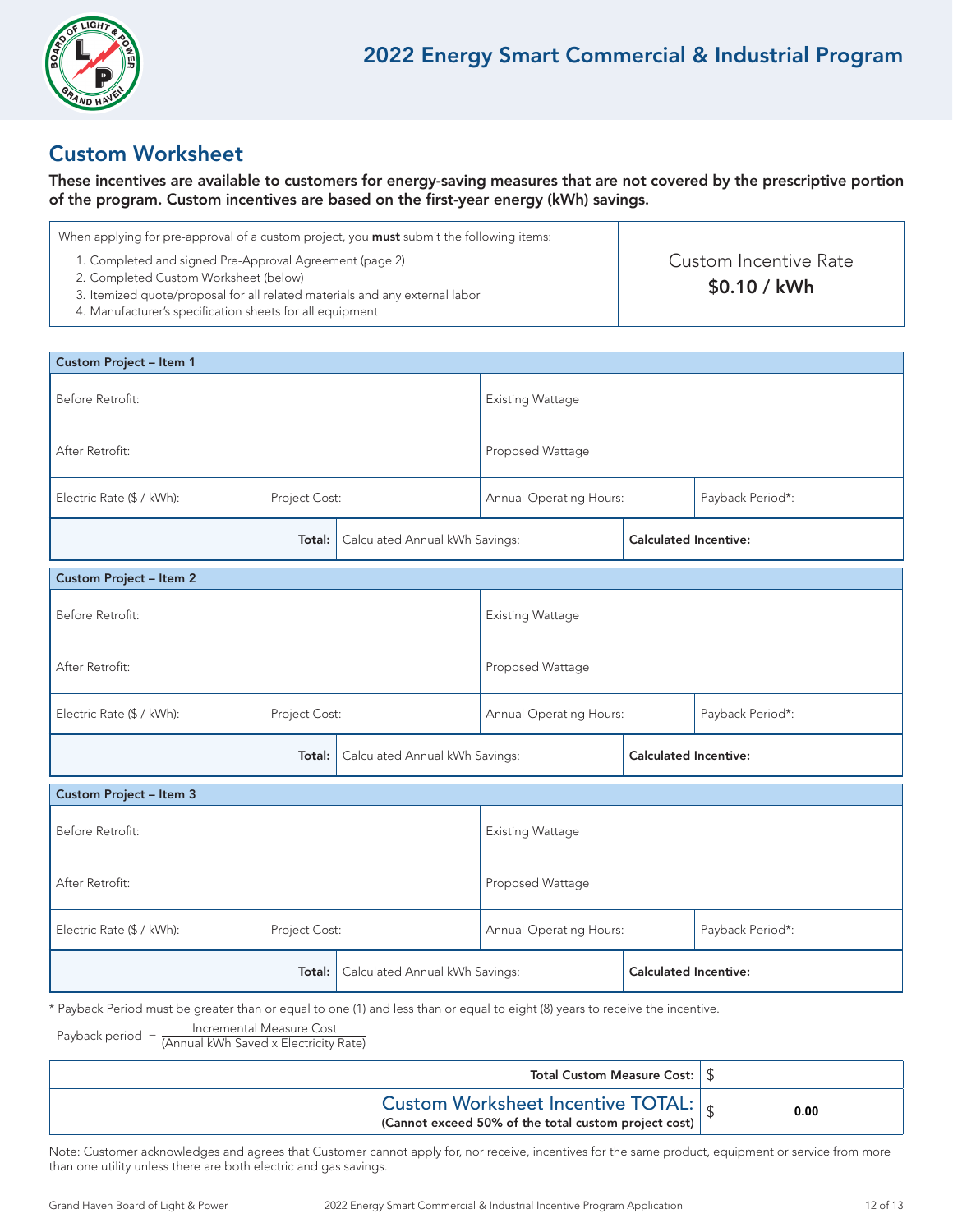# 2022 Energy Smart Commercial & Industrial Program

## Custom Worksheet

**These incentives are available to customers for energy-saving measures that are not covered by the prescriptive portion of the program. Custom incentives are based on the first-year energy (kWh) savings.**

When applying for pre-approval of a custom project, you **must** submit the following items:

1. Completed and signed Pre-Approval Agreement (page 2)
2. Completed Custom Worksheet (below)
3. Itemized quote/proposal for all related materials and any external labor
4. Manufacturer's specification sheets for all equipment

Custom Incentive Rate
**$0.10 / kWh**

| Custom Project – Item 1 | | | |
|---|---|---|---|
| Before Retrofit: | | Existing Wattage | |
| After Retrofit: | | Proposed Wattage | |
| Electric Rate ($ / kWh): | Project Cost: | Annual Operating Hours: | Payback Period*: |
| **Total:** | Calculated Annual kWh Savings: | **Calculated Incentive:** | |

| Custom Project – Item 2 | | | |
|---|---|---|---|
| Before Retrofit: | | Existing Wattage | |
| After Retrofit: | | Proposed Wattage | |
| Electric Rate ($ / kWh): | Project Cost: | Annual Operating Hours: | Payback Period*: |
| **Total:** | Calculated Annual kWh Savings: | **Calculated Incentive:** | |

| Custom Project – Item 3 | | | |
|---|---|---|---|
| Before Retrofit: | | Existing Wattage | |
| After Retrofit: | | Proposed Wattage | |
| Electric Rate ($ / kWh): | Project Cost: | Annual Operating Hours: | Payback Period*: |
| **Total:** | Calculated Annual kWh Savings: | **Calculated Incentive:** | |

* Payback Period must be greater than or equal to one (1) and less than or equal to eight (8) years to receive the incentive.

$$\text{Payback period} = \frac{\text{Incremental Measure Cost}}{\text{(Annual kWh Saved x Electricity Rate)}}$$

| | |
|---|---|
| **Total Custom Measure Cost:** | $ |
| Custom Worksheet Incentive TOTAL: **(Cannot exceed 50% of the total custom project cost)** | $ **0.00** |

Note: Customer acknowledges and agrees that Customer cannot apply for, nor receive, incentives for the same product, equipment or service from more than one utility unless there are both electric and gas savings.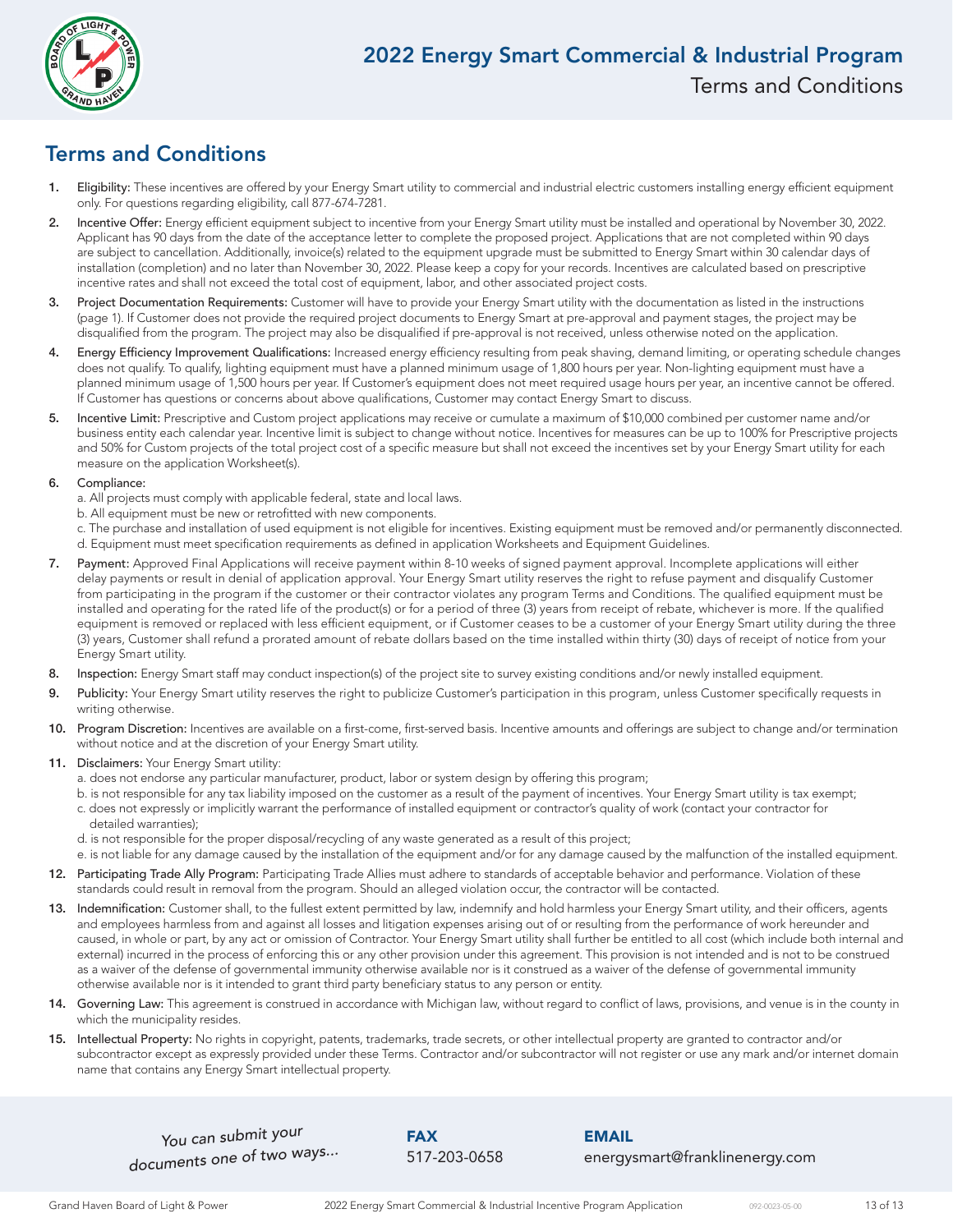# 2022 Energy Smart Commercial & Industrial Program

## Terms and Conditions

## Terms and Conditions

1. **Eligibility:** These incentives are offered by your Energy Smart utility to commercial and industrial electric customers installing energy efficient equipment only. For questions regarding eligibility, call 877-674-7281.
2. **Incentive Offer:** Energy efficient equipment subject to incentive from your Energy Smart utility must be installed and operational by November 30, 2022. Applicant has 90 days from the date of the acceptance letter to complete the proposed project. Applications that are not completed within 90 days are subject to cancellation. Additionally, invoice(s) related to the equipment upgrade must be submitted to Energy Smart within 30 calendar days of installation (completion) and no later than November 30, 2022. Please keep a copy for your records. Incentives are calculated based on prescriptive incentive rates and shall not exceed the total cost of equipment, labor, and other associated project costs.
3. **Project Documentation Requirements:** Customer will have to provide your Energy Smart utility with the documentation as listed in the instructions (page 1). If Customer does not provide the required project documents to Energy Smart at pre-approval and payment stages, the project may be disqualified from the program. The project may also be disqualified if pre-approval is not received, unless otherwise noted on the application.
4. **Energy Efficiency Improvement Qualifications:** Increased energy efficiency resulting from peak shaving, demand limiting, or operating schedule changes does not qualify. To qualify, lighting equipment must have a planned minimum usage of 1,800 hours per year. Non-lighting equipment must have a planned minimum usage of 1,500 hours per year. If Customer's equipment does not meet required usage hours per year, an incentive cannot be offered. If Customer has questions or concerns about above qualifications, Customer may contact Energy Smart to discuss.
5. **Incentive Limit:** Prescriptive and Custom project applications may receive or cumulate a maximum of $10,000 combined per customer name and/or business entity each calendar year. Incentive limit is subject to change without notice. Incentives for measures can be up to 100% for Prescriptive projects and 50% for Custom projects of the total project cost of a specific measure but shall not exceed the incentives set by your Energy Smart utility for each measure on the application Worksheet(s).
6. **Compliance:**
   a. All projects must comply with applicable federal, state and local laws.
   b. All equipment must be new or retrofitted with new components.
   c. The purchase and installation of used equipment is not eligible for incentives. Existing equipment must be removed and/or permanently disconnected.
   d. Equipment must meet specification requirements as defined in application Worksheets and Equipment Guidelines.
7. **Payment:** Approved Final Applications will receive payment within 8-10 weeks of signed payment approval. Incomplete applications will either delay payments or result in denial of application approval. Your Energy Smart utility reserves the right to refuse payment and disqualify Customer from participating in the program if the customer or their contractor violates any program Terms and Conditions. The qualified equipment must be installed and operating for the rated life of the product(s) or for a period of three (3) years from receipt of rebate, whichever is more. If the qualified equipment is removed or replaced with less efficient equipment, or if Customer ceases to be a customer of your Energy Smart utility during the three (3) years, Customer shall refund a prorated amount of rebate dollars based on the time installed within thirty (30) days of receipt of notice from your Energy Smart utility.
8. **Inspection:** Energy Smart staff may conduct inspection(s) of the project site to survey existing conditions and/or newly installed equipment.
9. **Publicity:** Your Energy Smart utility reserves the right to publicize Customer's participation in this program, unless Customer specifically requests in writing otherwise.
10. **Program Discretion:** Incentives are available on a first-come, first-served basis. Incentive amounts and offerings are subject to change and/or termination without notice and at the discretion of your Energy Smart utility.
11. **Disclaimers:** Your Energy Smart utility:
    a. does not endorse any particular manufacturer, product, labor or system design by offering this program;
    b. is not responsible for any tax liability imposed on the customer as a result of the payment of incentives. Your Energy Smart utility is tax exempt;
    c. does not expressly or implicitly warrant the performance of installed equipment or contractor's quality of work (contact your contractor for detailed warranties);
    d. is not responsible for the proper disposal/recycling of any waste generated as a result of this project;
    e. is not liable for any damage caused by the installation of the equipment and/or for any damage caused by the malfunction of the installed equipment.
12. **Participating Trade Ally Program:** Participating Trade Allies must adhere to standards of acceptable behavior and performance. Violation of these standards could result in removal from the program. Should an alleged violation occur, the contractor will be contacted.
13. **Indemnification:** Customer shall, to the fullest extent permitted by law, indemnify and hold harmless your Energy Smart utility, and their officers, agents and employees harmless from and against all losses and litigation expenses arising out of or resulting from the performance of work hereunder and caused, in whole or part, by any act or omission of Contractor. Your Energy Smart utility shall further be entitled to all cost (which include both internal and external) incurred in the process of enforcing this or any other provision under this agreement. This provision is not intended and is not to be construed as a waiver of the defense of governmental immunity otherwise available nor is it construed as a waiver of the defense of governmental immunity otherwise available nor is it intended to grant third party beneficiary status to any person or entity.
14. **Governing Law:** This agreement is construed in accordance with Michigan law, without regard to conflict of laws, provisions, and venue is in the county in which the municipality resides.
15. **Intellectual Property:** No rights in copyright, patents, trademarks, trade secrets, or other intellectual property are granted to contractor and/or subcontractor except as expressly provided under these Terms. Contractor and/or subcontractor will not register or use any mark and/or internet domain name that contains any Energy Smart intellectual property.

*You can submit your documents one of two ways...*

**FAX**
517-203-0658

**EMAIL**
energysmart@franklinenergy.com